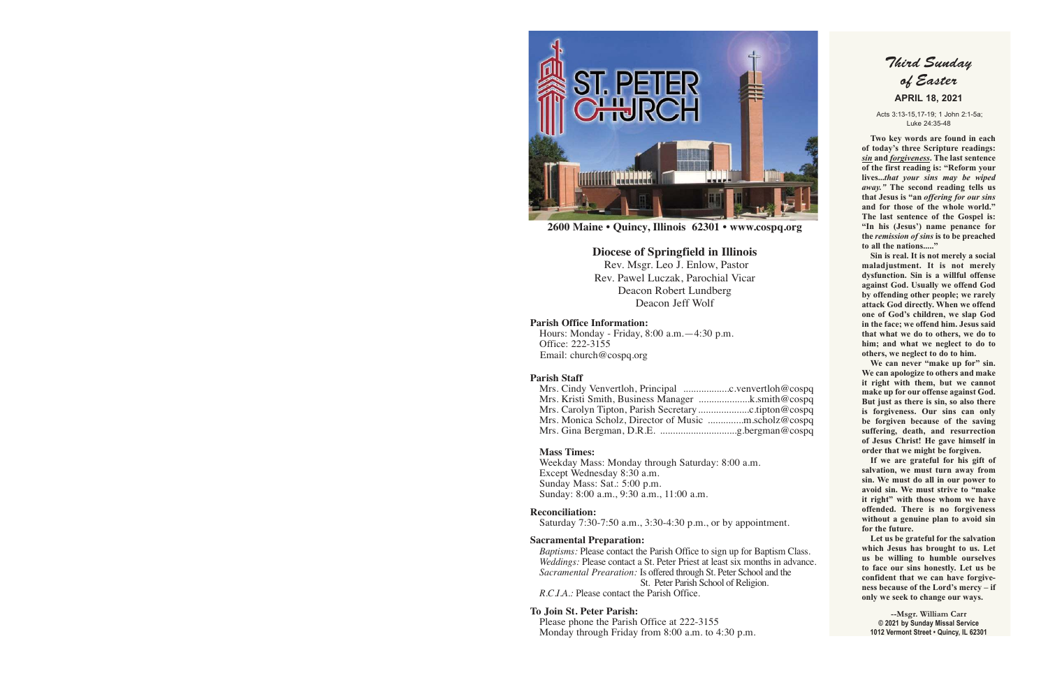# ST. PETER CHURCH

**2600 Maine • Quincy, Illinois 62301 • www.cospq.org**

## Diocese of Springfield in Illinois

Rev. Msgr. Leo J. Enlow, Pastor
Rev. Pawel Luczak, Parochial Vicar
Deacon Robert Lundberg
Deacon Jeff Wolf

**Parish Office Information:**
Hours: Monday - Friday, 8:00 a.m.—4:30 p.m.
Office: 222-3155
Email: church@cospq.org

**Parish Staff**
Mrs. Cindy Venvertloh, Principal ..................c.venvertloh@cospq
Mrs. Kristi Smith, Business Manager ....................k.smith@cospq
Mrs. Carolyn Tipton, Parish Secretary....................c.tipton@cospq
Mrs. Monica Scholz, Director of Music ..............m.scholz@cospq
Mrs. Gina Bergman, D.R.E. ..............................g.bergman@cospq

**Mass Times:**
Weekday Mass: Monday through Saturday: 8:00 a.m.
Except Wednesday 8:30 a.m.
Sunday Mass: Sat.: 5:00 p.m.
Sunday: 8:00 a.m., 9:30 a.m., 11:00 a.m.

**Reconciliation:**
Saturday 7:30-7:50 a.m., 3:30-4:30 p.m., or by appointment.

**Sacramental Preparation:**
*Baptisms:* Please contact the Parish Office to sign up for Baptism Class.
*Weddings:* Please contact a St. Peter Priest at least six months in advance.
*Sacramental Prearation:* Is offered through St. Peter School and the St. Peter Parish School of Religion.
*R.C.I.A.:* Please contact the Parish Office.

**To Join St. Peter Parish:**
Please phone the Parish Office at 222-3155
Monday through Friday from 8:00 a.m. to 4:30 p.m.

## *Third Sunday of Easter*

**APRIL 18, 2021**

Acts 3:13-15,17-19; 1 John 2:1-5a; Luke 24:35-48

**Two key words are found in each of today's three Scripture readings: *sin* and *forgiveness*. The last sentence of the first reading is: "Reform your lives...*that your sins may be wiped away."* The second reading tells us that Jesus is "an *offering for our sins* and for those of the whole world." The last sentence of the Gospel is: "In his (Jesus') name penance for the *remission of sins* is to be preached to all the nations....."**

**Sin is real. It is not merely a social maladjustment. It is not merely dysfunction. Sin is a willful offense against God. Usually we offend God by offending other people; we rarely attack God directly. When we offend one of God's children, we slap God in the face; we offend him. Jesus said that what we do to others, we do to him; and what we neglect to do to others, we neglect to do to him.**

**We can never "make up for" sin. We can apologize to others and make it right with them, but we cannot make up for our offense against God. But just as there is sin, so also there is forgiveness. Our sins can only be forgiven because of the saving suffering, death, and resurrection of Jesus Christ! He gave himself in order that we might be forgiven.**

**If we are grateful for his gift of salvation, we must turn away from sin. We must do all in our power to avoid sin. We must strive to "make it right" with those whom we have offended. There is no forgiveness without a genuine plan to avoid sin for the future.**

**Let us be grateful for the salvation which Jesus has brought to us. Let us be willing to humble ourselves to face our sins honestly. Let us be confident that we can have forgiveness because of the Lord's mercy – if only we seek to change our ways.**

**--Msgr. William Carr**
**© 2021 by Sunday Missal Service**
**1012 Vermont Street • Quincy, IL 62301**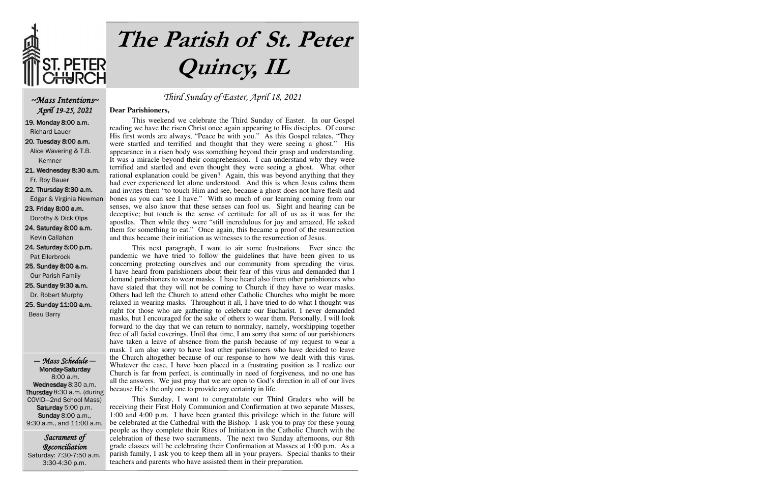# The Parish of St. Peter Quincy, IL

*Third Sunday of Easter, April 18, 2021*

**Dear Parishioners,**

This weekend we celebrate the Third Sunday of Easter. In our Gospel reading we have the risen Christ once again appearing to His disciples. Of course His first words are always, "Peace be with you." As this Gospel relates, "They were startled and terrified and thought that they were seeing a ghost." His appearance in a risen body was something beyond their grasp and understanding. It was a miracle beyond their comprehension. I can understand why they were terrified and startled and even thought they were seeing a ghost. What other rational explanation could be given? Again, this was beyond anything that they had ever experienced let alone understood. And this is when Jesus calms them and invites them "to touch Him and see, because a ghost does not have flesh and bones as you can see I have." With so much of our learning coming from our senses, we also know that these senses can fool us. Sight and hearing can be deceptive; but touch is the sense of certitude for all of us as it was for the apostles. Then while they were "still incredulous for joy and amazed, He asked them for something to eat." Once again, this became a proof of the resurrection and thus became their initiation as witnesses to the resurrection of Jesus.

This next paragraph, I want to air some frustrations. Ever since the pandemic we have tried to follow the guidelines that have been given to us concerning protecting ourselves and our community from spreading the virus. I have heard from parishioners about their fear of this virus and demanded that I demand parishioners to wear masks. I have heard also from other parishioners who have stated that they will not be coming to Church if they have to wear masks. Others had left the Church to attend other Catholic Churches who might be more relaxed in wearing masks. Throughout it all, I have tried to do what I thought was right for those who are gathering to celebrate our Eucharist. I never demanded masks, but I encouraged for the sake of others to wear them. Personally, I will look forward to the day that we can return to normalcy, namely, worshipping together free of all facial coverings. Until that time, I am sorry that some of our parishioners have taken a leave of absence from the parish because of my request to wear a mask. I am also sorry to have lost other parishioners who have decided to leave the Church altogether because of our response to how we dealt with this virus. Whatever the case, I have been placed in a frustrating position as I realize our Church is far from perfect, is continually in need of forgiveness, and no one has all the answers. We just pray that we are open to God's direction in all of our lives because He's the only one to provide any certainty in life.

This Sunday, I want to congratulate our Third Graders who will be receiving their First Holy Communion and Confirmation at two separate Masses, 1:00 and 4:00 p.m. I have been granted this privilege which in the future will be celebrated at the Cathedral with the Bishop. I ask you to pray for these young people as they complete their Rites of Initiation in the Catholic Church with the celebration of these two sacraments. The next two Sunday afternoons, our 8th grade classes will be celebrating their Confirmation at Masses at 1:00 p.m. As a parish family, I ask you to keep them all in your prayers. Special thanks to their teachers and parents who have assisted them in their preparation.

## ~Mass Intentions~
*April 19-25, 2021*

**19. Monday 8:00 a.m.**
Richard Lauer

**20. Tuesday 8:00 a.m.**
Alice Wavering & T.B. Kemner

**21. Wednesday 8:30 a.m.**
Fr. Roy Bauer

**22. Thursday 8:30 a.m.**
Edgar & Virginia Newman

**23. Friday 8:00 a.m.**
Dorothy & Dick Olps

**24. Saturday 8:00 a.m.**
Kevin Callahan

**24. Saturday 5:00 p.m.**
Pat Ellerbrock

**25. Sunday 8:00 a.m.**
Our Parish Family

**25. Sunday 9:30 a.m.**
Dr. Robert Murphy

**25. Sunday 11:00 a.m.**
Beau Barry

## — Mass Schedule —

**Monday-Saturday** 8:00 a.m.
**Wednesday** 8:30 a.m.
**Thursday** 8:30 a.m. (during COVID—2nd School Mass)
**Saturday** 5:00 p.m.
**Sunday** 8:00 a.m., 9:30 a.m., and 11:00 a.m.

## Sacrament of Reconciliation

Saturday: 7:30-7:50 a.m.
3:30-4:30 p.m.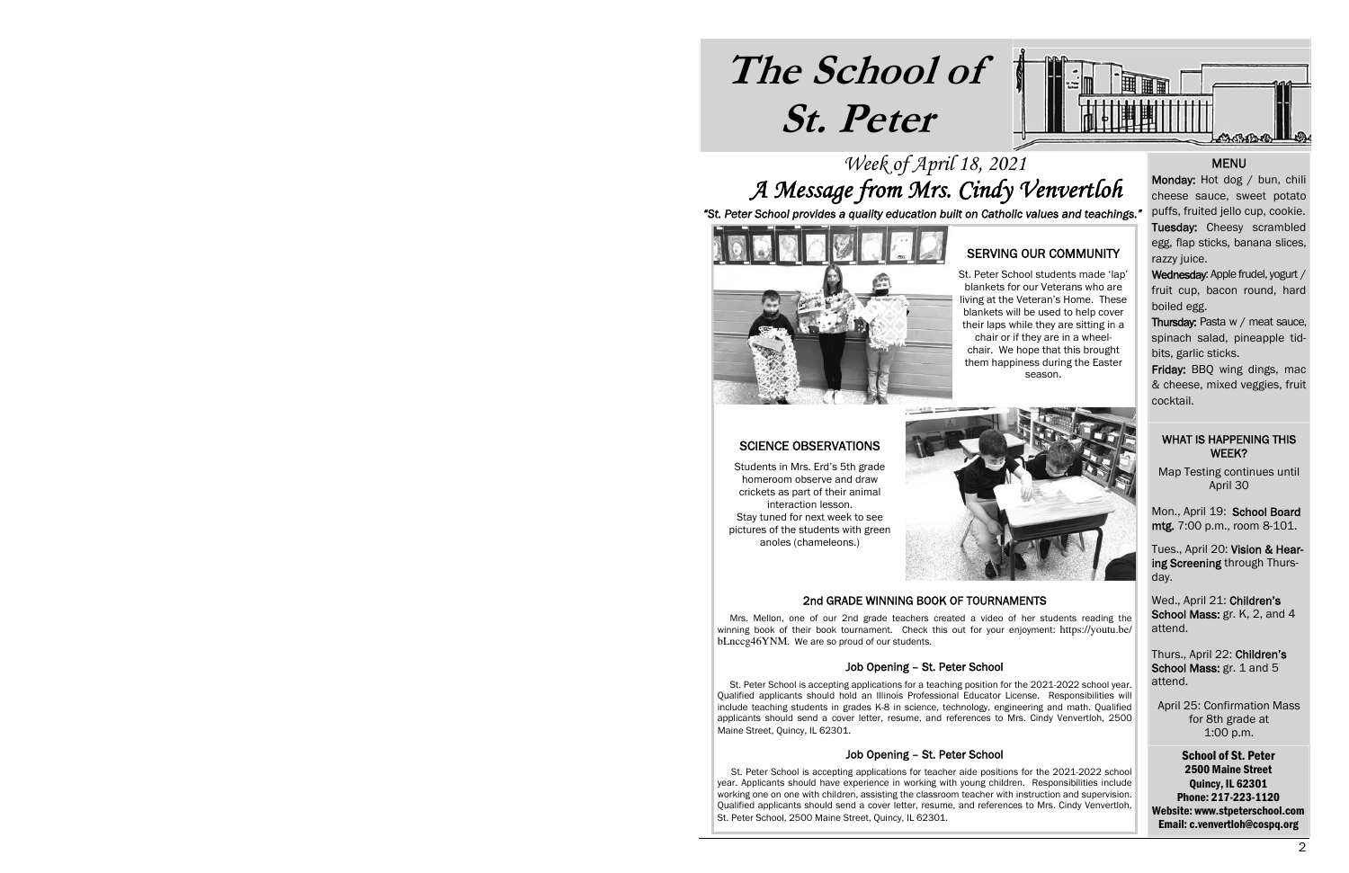# The School of St. Peter

## *Week of April 18, 2021*

## *A Message from Mrs. Cindy Venvertloh*

*"St. Peter School provides a quality education built on Catholic values and teachings."*

### SERVING OUR COMMUNITY

St. Peter School students made 'lap' blankets for our Veterans who are living at the Veteran's Home. These blankets will be used to help cover their laps while they are sitting in a chair or if they are in a wheel-chair. We hope that this brought them happiness during the Easter season.

### SCIENCE OBSERVATIONS

Students in Mrs. Erd's 5th grade homeroom observe and draw crickets as part of their animal interaction lesson.
Stay tuned for next week to see pictures of the students with green anoles (chameleons.)

### 2nd GRADE WINNING BOOK OF TOURNAMENTS

Mrs. Mellon, one of our 2nd grade teachers created a video of her students reading the winning book of their book tournament. Check this out for your enjoyment: https://youtu.be/bLnccg46YNM. We are so proud of our students.

### Job Opening – St. Peter School

St. Peter School is accepting applications for a teaching position for the 2021-2022 school year. Qualified applicants should hold an Illinois Professional Educator License. Responsibilities will include teaching students in grades K-8 in science, technology, engineering and math. Qualified applicants should send a cover letter, resume, and references to Mrs. Cindy Venvertloh, 2500 Maine Street, Quincy, IL 62301.

### Job Opening – St. Peter School

St. Peter School is accepting applications for teacher aide positions for the 2021-2022 school year. Applicants should have experience in working with young children. Responsibilities include working one on one with children, assisting the classroom teacher with instruction and supervision. Qualified applicants should send a cover letter, resume, and references to Mrs. Cindy Venvertloh, St. Peter School, 2500 Maine Street, Quincy, IL 62301.

### MENU

**Monday:** Hot dog / bun, chili cheese sauce, sweet potato puffs, fruited jello cup, cookie.

**Tuesday:** Cheesy scrambled egg, flap sticks, banana slices, razzy juice.

**Wednesday:** Apple frudel, yogurt / fruit cup, bacon round, hard boiled egg.

**Thursday:** Pasta w / meat sauce, spinach salad, pineapple tid-bits, garlic sticks.

**Friday:** BBQ wing dings, mac & cheese, mixed veggies, fruit cocktail.

### WHAT IS HAPPENING THIS WEEK?

Map Testing continues until April 30

Mon., April 19: **School Board mtg.** 7:00 p.m., room 8-101.

Tues., April 20: **Vision & Hearing Screening** through Thursday.

Wed., April 21: **Children's School Mass:** gr. K, 2, and 4 attend.

Thurs., April 22: **Children's School Mass:** gr. 1 and 5 attend.

April 25: Confirmation Mass for 8th grade at 1:00 p.m.

**School of St. Peter**
**2500 Maine Street**
**Quincy, IL 62301**
**Phone: 217-223-1120**
**Website: www.stpeterschool.com**
**Email: c.venvertloh@cospq.org**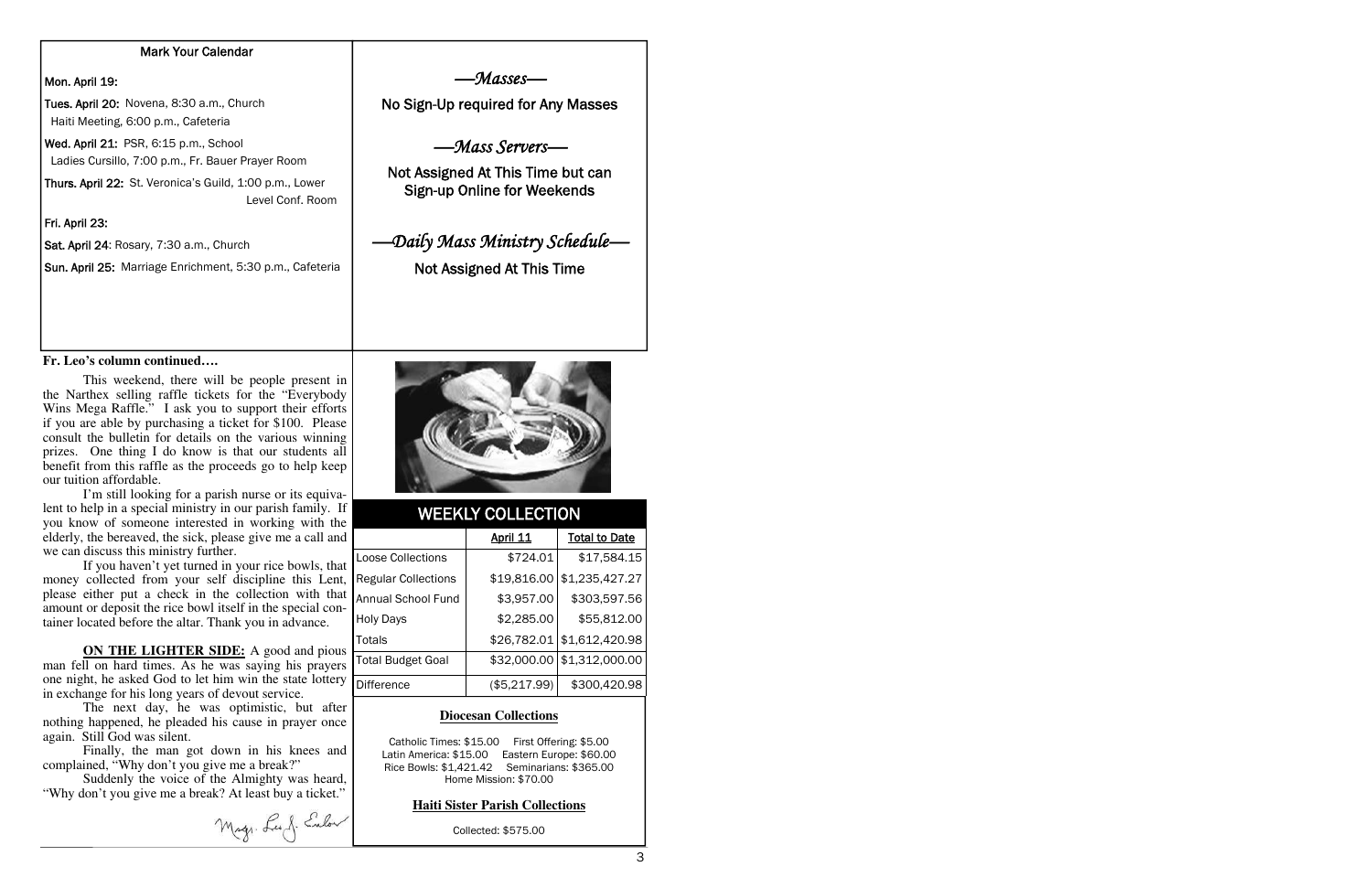## Mark Your Calendar

**Mon. April 19:**

**Tues. April 20:** Novena, 8:30 a.m., Church
Haiti Meeting, 6:00 p.m., Cafeteria

**Wed. April 21:** PSR, 6:15 p.m., School
Ladies Cursillo, 7:00 p.m., Fr. Bauer Prayer Room

**Thurs. April 22:** St. Veronica's Guild, 1:00 p.m., Lower Level Conf. Room

**Fri. April 23:**

**Sat. April 24**: Rosary, 7:30 a.m., Church

**Sun. April 25:** Marriage Enrichment, 5:30 p.m., Cafeteria

## *—Masses—*

No Sign-Up required for Any Masses

## *—Mass Servers—*

Not Assigned At This Time but can Sign-up Online for Weekends

## *—Daily Mass Ministry Schedule—*

Not Assigned At This Time

**Fr. Leo's column continued….**

This weekend, there will be people present in the Narthex selling raffle tickets for the "Everybody Wins Mega Raffle." I ask you to support their efforts if you are able by purchasing a ticket for $100. Please consult the bulletin for details on the various winning prizes. One thing I do know is that our students all benefit from this raffle as the proceeds go to help keep our tuition affordable.

I'm still looking for a parish nurse or its equivalent to help in a special ministry in our parish family. If you know of someone interested in working with the elderly, the bereaved, the sick, please give me a call and we can discuss this ministry further.

If you haven't yet turned in your rice bowls, that money collected from your self discipline this Lent, please either put a check in the collection with that amount or deposit the rice bowl itself in the special container located before the altar. Thank you in advance.

**ON THE LIGHTER SIDE:** A good and pious man fell on hard times. As he was saying his prayers one night, he asked God to let him win the state lottery in exchange for his long years of devout service.

The next day, he was optimistic, but after nothing happened, he pleaded his cause in prayer once again. Still God was silent.

Finally, the man got down in his knees and complained, "Why don't you give me a break?"

Suddenly the voice of the Almighty was heard, "Why don't you give me a break? At least buy a ticket."

Msgr. Leo J. Enlow

## WEEKLY COLLECTION

| | April 11 | Total to Date |
|---|---|---|
| Loose Collections | $724.01 | $17,584.15 |
| Regular Collections | $19,816.00 | $1,235,427.27 |
| Annual School Fund | $3,957.00 | $303,597.56 |
| Holy Days | $2,285.00 | $55,812.00 |
| Totals | $26,782.01 | $1,612,420.98 |
| Total Budget Goal | $32,000.00 | $1,312,000.00 |
| Difference | ($5,217.99) | $300,420.98 |

**Diocesan Collections**

Catholic Times: $15.00 First Offering: $5.00
Latin America: $15.00 Eastern Europe: $60.00
Rice Bowls: $1,421.42 Seminarians: $365.00
Home Mission: $70.00

**Haiti Sister Parish Collections**

Collected: $575.00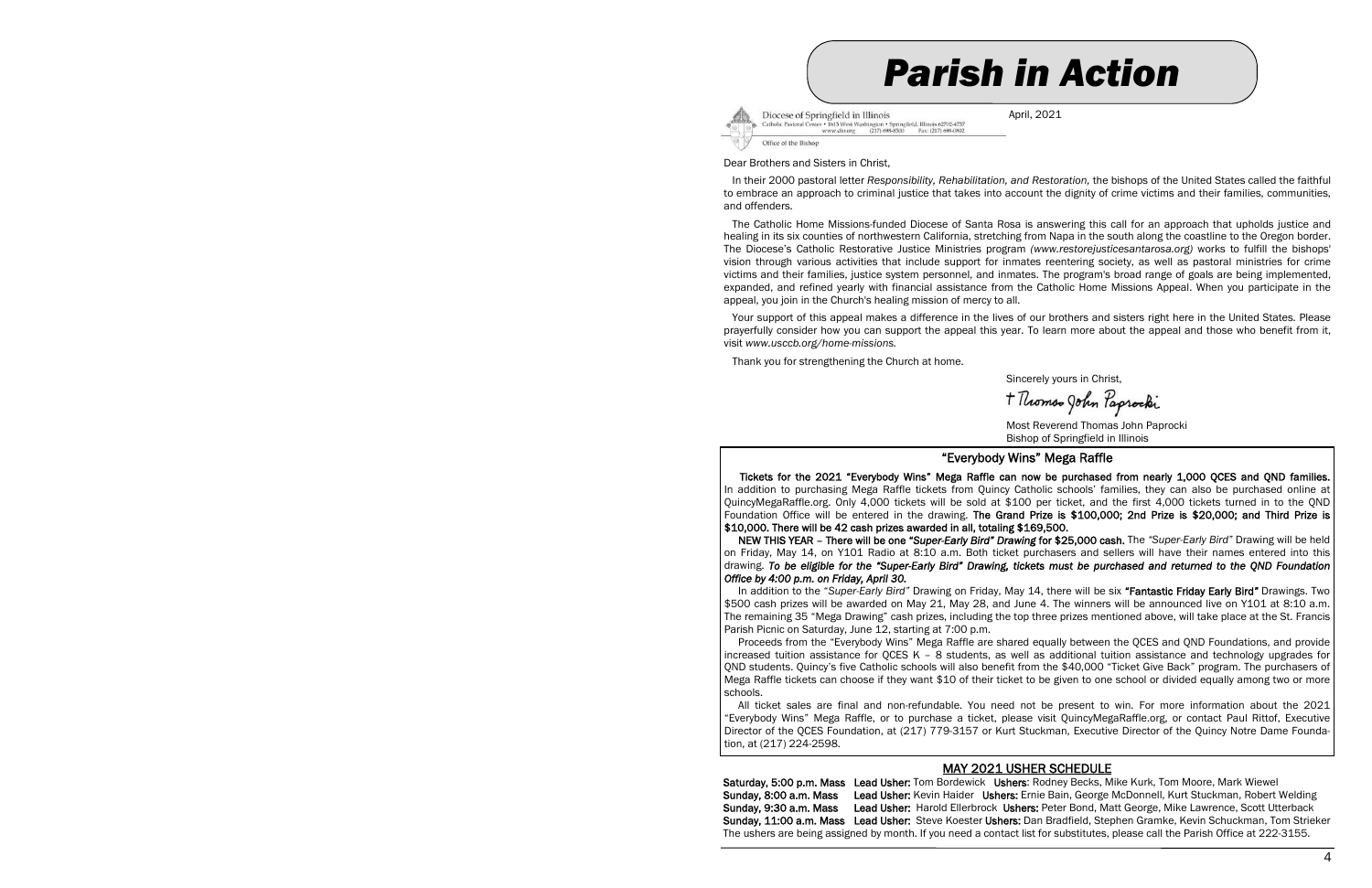# Parish in Action

Diocese of Springfield in Illinois
Catholic Pastoral Center • 1615 West Washington • Springfield, Illinois 62702-4757
www.dio.org (217) 698-8500 Fax: (217) 698-0802
Office of the Bishop

April, 2021

Dear Brothers and Sisters in Christ,

In their 2000 pastoral letter *Responsibility, Rehabilitation, and Restoration,* the bishops of the United States called the faithful to embrace an approach to criminal justice that takes into account the dignity of crime victims and their families, communities, and offenders.

The Catholic Home Missions-funded Diocese of Santa Rosa is answering this call for an approach that upholds justice and healing in its six counties of northwestern California, stretching from Napa in the south along the coastline to the Oregon border. The Diocese's Catholic Restorative Justice Ministries program *(www.restorejusticesantarosa.org)* works to fulfill the bishops' vision through various activities that include support for inmates reentering society, as well as pastoral ministries for crime victims and their families, justice system personnel, and inmates. The program's broad range of goals are being implemented, expanded, and refined yearly with financial assistance from the Catholic Home Missions Appeal. When you participate in the appeal, you join in the Church's healing mission of mercy to all.

Your support of this appeal makes a difference in the lives of our brothers and sisters right here in the United States. Please prayerfully consider how you can support the appeal this year. To learn more about the appeal and those who benefit from it, visit *www.usccb.org/home-missions.*

Thank you for strengthening the Church at home.

Sincerely yours in Christ,

+ Thomas John Paprocki

Most Reverend Thomas John Paprocki
Bishop of Springfield in Illinois

## "Everybody Wins" Mega Raffle

**Tickets for the 2021 "Everybody Wins" Mega Raffle can now be purchased from nearly 1,000 QCES and QND families.** In addition to purchasing Mega Raffle tickets from Quincy Catholic schools' families, they can also be purchased online at QuincyMegaRaffle.org. Only 4,000 tickets will be sold at $100 per ticket, and the first 4,000 tickets turned in to the QND Foundation Office will be entered in the drawing. **The Grand Prize is $100,000; 2nd Prize is $20,000; and Third Prize is $10,000. There will be 42 cash prizes awarded in all, totaling $169,500.**

**NEW THIS YEAR – There will be one *"Super-Early Bird" Drawing* for $25,000 cash.** The *"Super-Early Bird"* Drawing will be held on Friday, May 14, on Y101 Radio at 8:10 a.m. Both ticket purchasers and sellers will have their names entered into this drawing. ***To be eligible for the "Super-Early Bird" Drawing, tickets must be purchased and returned to the QND Foundation Office by 4:00 p.m. on Friday, April 30.***

In addition to the "*Super-Early Bird"* Drawing on Friday, May 14, there will be six **"Fantastic Friday Early Bird"** Drawings. Two $500 cash prizes will be awarded on May 21, May 28, and June 4. The winners will be announced live on Y101 at 8:10 a.m. The remaining 35 "Mega Drawing" cash prizes, including the top three prizes mentioned above, will take place at the St. Francis Parish Picnic on Saturday, June 12, starting at 7:00 p.m.

Proceeds from the "Everybody Wins" Mega Raffle are shared equally between the QCES and QND Foundations, and provide increased tuition assistance for QCES K – 8 students, as well as additional tuition assistance and technology upgrades for QND students. Quincy's five Catholic schools will also benefit from the $40,000 "Ticket Give Back" program. The purchasers of Mega Raffle tickets can choose if they want $10 of their ticket to be given to one school or divided equally among two or more schools.

All ticket sales are final and non-refundable. You need not be present to win. For more information about the 2021 "Everybody Wins" Mega Raffle, or to purchase a ticket, please visit QuincyMegaRaffle.org, or contact Paul Rittof, Executive Director of the QCES Foundation, at (217) 779-3157 or Kurt Stuckman, Executive Director of the Quincy Notre Dame Foundation, at (217) 224-2598.

## MAY 2021 USHER SCHEDULE

**Saturday, 5:00 p.m. Mass** **Lead Usher:** Tom Bordewick **Ushers:** Rodney Becks, Mike Kurk, Tom Moore, Mark Wiewel
**Sunday, 8:00 a.m. Mass** **Lead Usher:** Kevin Haider **Ushers:** Ernie Bain, George McDonnell, Kurt Stuckman, Robert Welding
**Sunday, 9:30 a.m. Mass** **Lead Usher:** Harold Ellerbrock **Ushers:** Peter Bond, Matt George, Mike Lawrence, Scott Utterback
**Sunday, 11:00 a.m. Mass** **Lead Usher:** Steve Koester **Ushers:** Dan Bradfield, Stephen Gramke, Kevin Schuckman, Tom Strieker
The ushers are being assigned by month. If you need a contact list for substitutes, please call the Parish Office at 222-3155.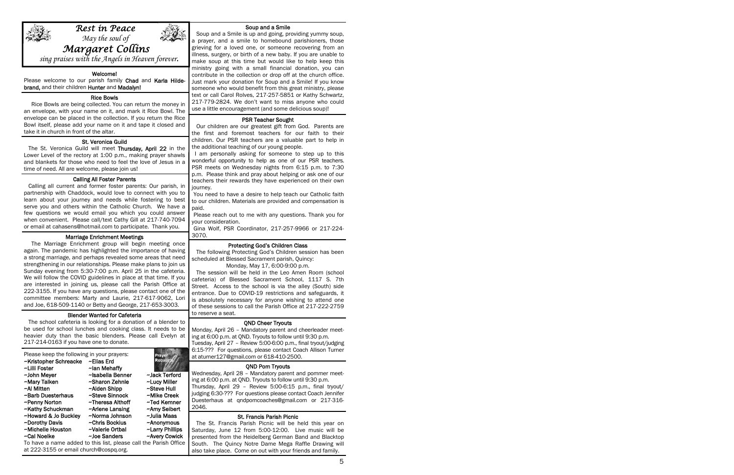## *Rest in Peace*

*May the soul of*

## *Margaret Collins*

*sing praises with the Angels in Heaven forever.*

### Welcome!

Please welcome to our parish family **Chad** and **Karla Hildebrand,** and their children **Hunter** and **Madalyn!**

### Rice Bowls

Rice Bowls are being collected. You can return the money in an envelope, with your name on it, and mark it Rice Bowl. The envelope can be placed in the collection. If you return the Rice Bowl itself, please add your name on it and tape it closed and take it in church in front of the altar.

### St. Veronica Guild

The St. Veronica Guild will meet **Thursday, April 22** in the Lower Level of the rectory at 1:00 p.m., making prayer shawls and blankets for those who need to feel the love of Jesus in a time of need. All are welcome, please join us!

### Calling All Foster Parents

Calling all current and former foster parents: Our parish, in partnership with Chaddock, would love to connect with you to learn about your journey and needs while fostering to best serve you and others within the Catholic Church. We have a few questions we would email you which you could answer when convenient. Please call/text Cathy Gill at 217-740-7094 or email at cahasens@hotmail.com to participate. Thank you.

### Marriage Enrichment Meetings

The Marriage Enrichment group will begin meeting once again. The pandemic has highlighted the importance of having a strong marriage, and perhaps revealed some areas that need strengthening in our relationships. Please make plans to join us Sunday evening from 5:30-7:00 p.m. April 25 in the cafeteria. We will follow the COVID guidelines in place at that time. If you are interested in joining us, please call the Parish Office at 222-3155. If you have any questions, please contact one of the committee members: Marty and Laurie, 217-617-9062, Lori and Joe, 618-509-1140 or Betty and George, 217-653-3003.

### Blender Wanted for Cafeteria

The school cafeteria is looking for a donation of a blender to be used for school lunches and cooking class. It needs to be heavier duty than the basic blenders. Please call Evelyn at 217-214-0163 if you have one to donate.

Please keep the following in your prayers:

| | | |
|---|---|---|
| ~Kristopher Schreacke | ~Elias Erd | |
| ~Lilli Foster | ~Ian Mehaffy | |
| ~John Meyer | ~Isabella Benner | ~Jack Terford |
| ~Mary Talken | ~Sharon Zehnle | ~Lucy Miller |
| ~Al Mitten | ~Alden Shipp | ~Steve Hull |
| ~Barb Duesterhaus | ~Steve Sinnock | ~Mike Creek |
| ~Penny Norton | ~Theresa Althoff | ~Ted Kemner |
| ~Kathy Schuckman | ~Arlene Lansing | ~Amy Seibert |
| ~Howard & Jo Buckley | ~Norma Johnson | ~Julia Maas |
| ~Dorothy Davis | ~Chris Bockius | ~Anonymous |
| ~Michelle Houston | ~Valerie Ortbal | ~Larry Phillips |
| ~Cal Noelke | ~Joe Sanders | ~Avery Cowick |

To have a name added to this list, please call the Parish Office at 222-3155 or email church@cospq.org.

### Soup and a Smile

Soup and a Smile is up and going, providing yummy soup, a prayer, and a smile to homebound parishioners, those grieving for a loved one, or someone recovering from an illness, surgery, or birth of a new baby. If you are unable to make soup at this time but would like to help keep this ministry going with a small financial donation, you can contribute in the collection or drop off at the church office. Just mark your donation for Soup and a Smile! If you know someone who would benefit from this great ministry, please text or call Carol Rolves, 217-257-5851 or Kathy Schwartz, 217-779-2824. We don't want to miss anyone who could use a little encouragement (and some delicious soup)!

### PSR Teacher Sought

Our children are our greatest gift from God. Parents are the first and foremost teachers for our faith to their children. Our PSR teachers are a valuable part to help in the additional teaching of our young people.

I am personally asking for someone to step up to this wonderful opportunity to help as one of our PSR teachers. PSR meets on Wednesday nights from 6:15 p.m. to 7:30 p.m. Please think and pray about helping or ask one of our teachers their rewards they have experienced on their own journey.

You need to have a desire to help teach our Catholic faith to our children. Materials are provided and compensation is paid.

Please reach out to me with any questions. Thank you for your consideration.

Gina Wolf, PSR Coordinator, 217-257-9966 or 217-224-3070.

### Protecting God's Children Class

The following Protecting God's Children session has been scheduled at Blessed Sacrament parish, Quincy:

Monday, May 17, 6:00-9:00 p.m.

The session will be held in the Leo Amen Room (school cafeteria) of Blessed Sacrament School, 1117 S. 7th Street. Access to the school is via the alley (South) side entrance. Due to COVID-19 restrictions and safeguards, it is absolutely necessary for anyone wishing to attend one of these sessions to call the Parish Office at 217-222-2759 to reserve a seat.

### QND Cheer Tryouts

Monday, April 26 – Mandatory parent and cheerleader meeting at 6:00 p.m. at QND. Tryouts to follow until 9:30 p.m.
Tuesday, April 27 – Review 5:00-6:00 p.m., final tryout/judging 6:15-??? For questions, please contact Coach Allison Turner at aturner127@gmail.com or 618-410-2500.

### QND Pom Tryouts

Wednesday, April 28 – Mandatory parent and pommer meeting at 6:00 p.m. at QND. Tryouts to follow until 9:30 p.m.
Thursday, April 29 – Review 5:00-6:15 p.m., final tryout/judging 6:30-??? For questions please contact Coach Jennifer Duesterhaus at qndpomcoaches@gmail.com or 217-316-2046.

### St. Francis Parish Picnic

The St. Francis Parish Picnic will be held this year on Saturday, June 12 from 5:00-12:00. Live music will be presented from the Heidelberg German Band and Blacktop South. The Quincy Notre Dame Mega Raffle Drawing will also take place. Come on out with your friends and family.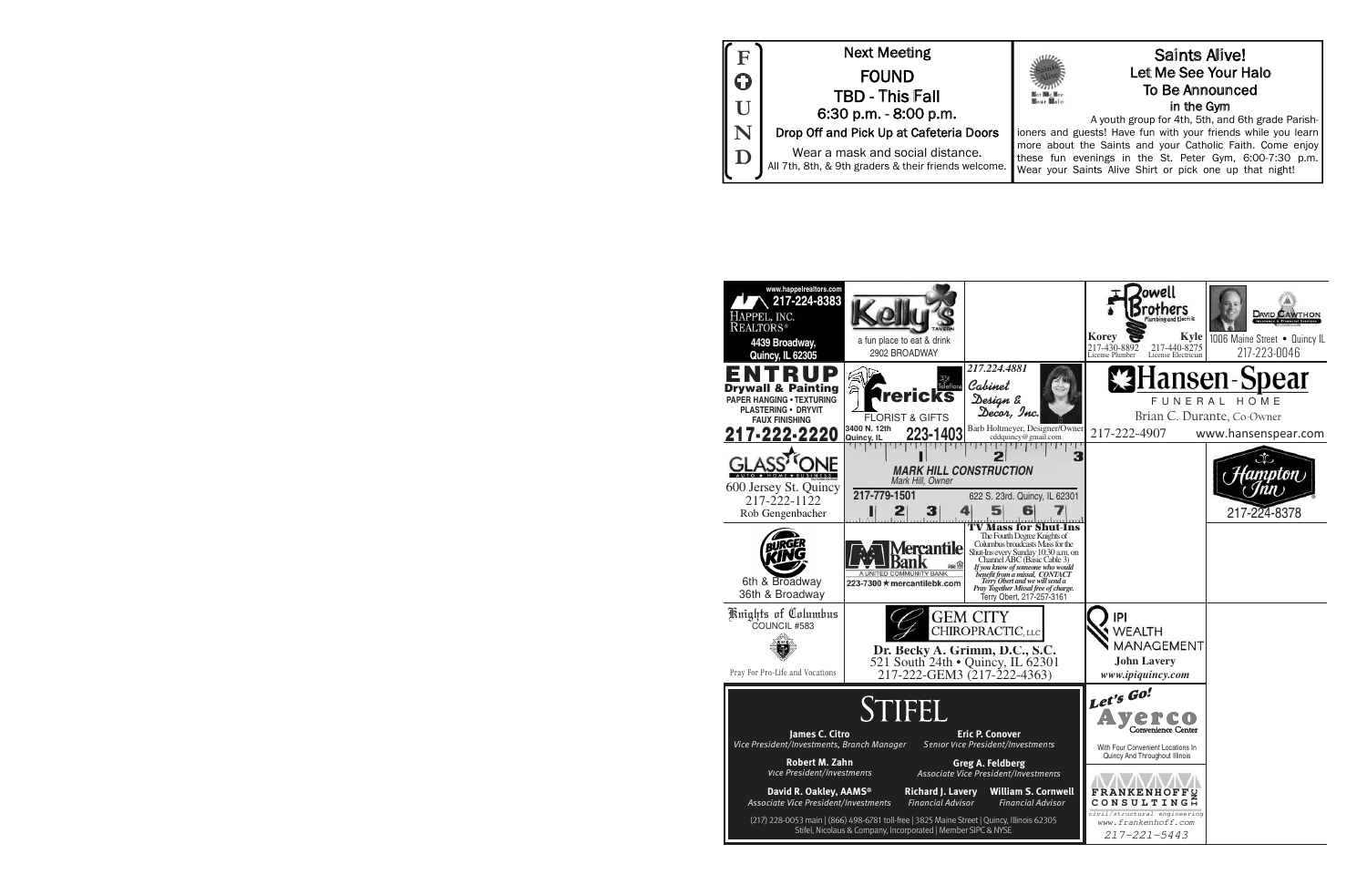## FOUND

**Next Meeting**

**FOUND**

**TBD - This Fall**

**6:30 p.m. - 8:00 p.m.**

Drop Off and Pick Up at Cafeteria Doors

Wear a mask and social distance.

All 7th, 8th, & 9th graders & their friends welcome.

## Saints Alive!

**Let Me See Your Halo**

**To Be Announced**

**in the Gym**

A youth group for 4th, 5th, and 6th grade Parishioners and guests! Have fun with your friends while you learn more about the Saints and your Catholic Faith. Come enjoy these fun evenings in the St. Peter Gym, 6:00-7:30 p.m. Wear your Saints Alive Shirt or pick one up that night!

---

www.happelrealtors.com
217-224-8383
HAPPEL, INC. REALTORS®
4439 Broadway, Quincy, IL 62305

Kelly's Tavern
a fun place to eat & drink
2902 BROADWAY

Powell Brothers Plumbing and Electric
Korey 217-430-8892 License Plumber
Kyle 217-440-8275 License Electrician

David Cawthon
1006 Maine Street • Quincy IL
217-223-0046

**ENTRUP**
Drywall & Painting
PAPER HANGING • TEXTURING
PLASTERING • DRYVIT
FAUX FINISHING
217-222-2220

Frericks Florist & Gifts
3400 N. 12th Quincy, IL
223-1403

217.224.4881
Cabinet Design & Decor, Inc.
Barb Holtmeyer, Designer/Owner
cddquincy@gmail.com

Hansen-Spear Funeral Home
Brian C. Durante, Co-Owner
217-222-4907
www.hansenspear.com

GLASS ONE
AUTO • HOME • BUSINESS
600 Jersey St. Quincy
217-222-1122
Rob Gengenbacher

MARK HILL CONSTRUCTION
Mark Hill, Owner
217-779-1501
622 S. 23rd. Quincy, IL 62301

Hampton Inn
217-224-8378

Burger King
6th & Broadway
36th & Broadway

Mercantile Bank
A UNITED COMMUNITY BANK
223-7300 ★ mercantilebk.com

**TV Mass for Shut-Ins**
The Fourth Degree Knights of Columbus broadcasts Mass for the Shut-Ins every Sunday 10:30 a.m. on Channel ABC (Basic Cable 3)
*If you know of someone who would benefit from a missal, CONTACT Terry Obert and we will send a Pray Together Missal free of charge.*
Terry Obert, 217-257-3161

Knights of Columbus
COUNCIL #583
Pray For Pro-Life and Vocations

GEM CITY CHIROPRACTIC, LLC
Dr. Becky A. Grimm, D.C., S.C.
521 South 24th • Quincy, IL 62301
217-222-GEM3 (217-222-4363)

IPI WEALTH MANAGEMENT
John Lavery
www.ipiquincy.com

STIFEL
James C. Citro — Vice President/Investments, Branch Manager
Eric P. Conover — Senior Vice President/Investments
Robert M. Zahn — Vice President/Investments
Greg A. Feldberg — Associate Vice President/Investments
David R. Oakley, AAMS® — Associate Vice President/Investments
Richard J. Lavery — Financial Advisor
William S. Cornwell — Financial Advisor
(217) 228-0053 main | (866) 498-6781 toll-free | 3825 Maine Street | Quincy, Illinois 62305
Stifel, Nicolaus & Company, Incorporated | Member SIPC & NYSE

Let's Go! Ayerco Convenience Center
With Four Convenient Locations In Quincy And Throughout Illinois

FRANKENHOFF CONSULTING INC
civil/structural engineering
www.frankenhoff.com
217-221-5443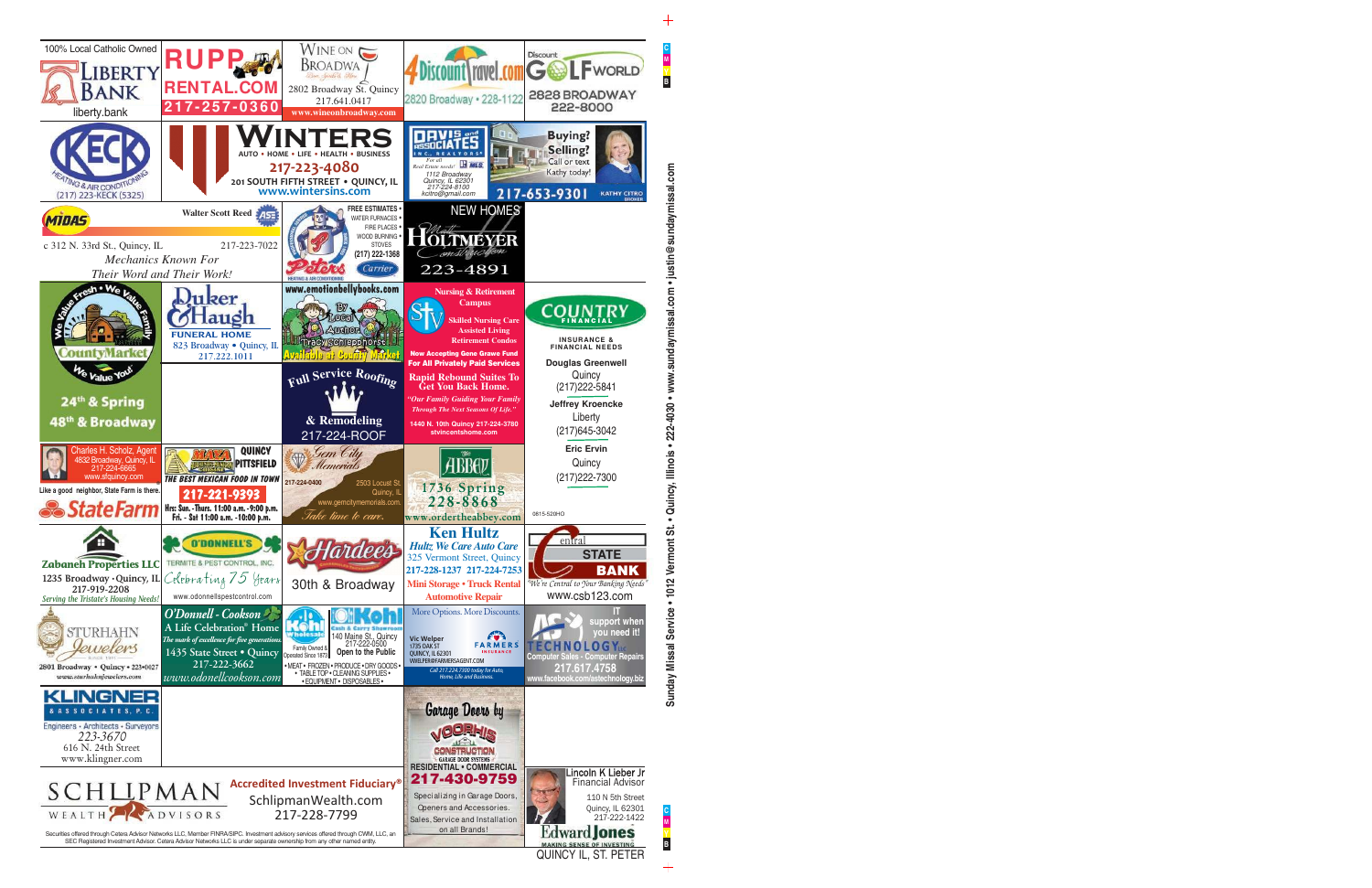100% Local Catholic Owned

LIBERTY BANK
liberty.bank

RUPP RENTAL.COM
217-257-0360

WINE ON BROADWAY
2802 Broadway St. Quincy
217.641.0417
www.wineonbroadway.com

4DiscountTravel.com
2820 Broadway • 228-1122

Discount GOLF WORLD
2828 BROADWAY
222-8000

KECK
HEATING & AIR CONDITIONING
(217) 223-KECK (5325)

WINTERS
AUTO • HOME • LIFE • HEALTH • BUSINESS
217-223-4080
201 SOUTH FIFTH STREET • QUINCY, IL
www.wintersins.com

DAVIS and ASSOCIATES INC. REALTORS
For all Real Estate needs!
1112 Broadway
Quincy, IL 62301
217-224-8100
kcitro@gmail.com

Buying? Selling?
Call or text Kathy today!
217-653-9301
KATHY CITRO BROKER

MIDAS
Walter Scott Reed ASE
c 312 N. 33rd St., Quincy, IL 217-223-7022
Mechanics Known For
Their Word and Their Work!

FREE ESTIMATES • WATER FURNACES • FIRE PLACES • WOOD BURNING • STOVES
(217) 222-1368
Carrier
Peters HEATING & AIR CONDITIONING

NEW HOMES
Matt HOLTMEYER Construction
223-4891

We Value Fresh • We Value Family
County Market
We Value You!
24th & Spring
48th & Broadway

Duker & Haugh
FUNERAL HOME
823 Broadway • Quincy, IL
217.222.1011

www.emotionbellybooks.com
By Local Author Tracy Schlepphorst
Available at County Market

Full Service Roofing
& Remodeling
217-224-ROOF

Nursing & Retirement Campus
Skilled Nursing Care
Assisted Living
Retirement Condos
Now Accepting Gene Grawe Fund For All Privately Paid Services
Rapid Rebound Suites To Get You Back Home.
"Our Family Guiding Your Family Through The Next Seasons Of Life."
1440 N. 10th Quincy 217-224-3780
stvincentshome.com

COUNTRY FINANCIAL
INSURANCE & FINANCIAL NEEDS
Douglas Greenwell
Quincy
(217)222-5841
Jeffrey Kroencke
Liberty
(217)645-3042
Eric Ervin
Quincy
(217)222-7300

0815-520HO

Charles H. Scholz, Agent
4832 Broadway, Quincy, IL
217-224-6665
www.sfquincy.com
Like a good neighbor, State Farm is there.
State Farm

MAYA QUINCY PITTSFIELD
THE BEST MEXICAN FOOD IN TOWN
217-221-9393
Hrs: Sun. - Thurs. 11:00 a.m. - 9:00 p.m.
Fri. - Sat 11:00 a.m. - 10:00 p.m.

Gem City Memorials
217-224-0400
2503 Locust St.
Quincy, IL
www.gemcitymemorials.com
Take time to care.

The ABBEY
1736 Spring
228-8868
www.dertheabbey.com

Zabaneh Properties LLC
1235 Broadway • Quincy, IL
217-919-2208
Serving the Tristate's Housing Needs!

O'DONNELL'S
TERMITE & PEST CONTROL, INC.
Celebrating 75 Years
www.odonnellspestcontrol.com

Hardee's
30th & Broadway

Ken Hultz
Hultz We Care Auto Care
325 Vermont Street, Quincy
217-228-1237 217-224-7253
Mini Storage • Truck Rental
Automotive Repair

Central STATE BANK
"We're Central to Your Banking Needs"
www.csb123.com

STURHAHN Jewelers
SINCE 1891
2801 Broadway • Quincy • 223-0027
www.sturhahnjewelers.com

O'Donnell - Cookson
A Life Celebration® Home
The mark of excellence for five generations.
1435 State Street • Quincy
217-222-3662
www.odonellcookson.com

Kohl Wholesale
Cash & Carry Showroom
140 Maine St., Quincy
217-222-0500
Open to the Public
Family Owned & Operated Since 1875
• MEAT • FROZEN • PRODUCE • DRY GOODS • TABLE TOP • CLEANING SUPPLIES • EQUIPMENT • DISPOSABLES •

More Options. More Discounts.
Vic Welper
1735 OAK ST
QUINCY, IL 62301
VWELPER@FARMERSAGENT.COM
FARMERS INSURANCE
Call 217.224.7300 today for Auto, Home, Life and Business.

AS TECHNOLOGY LLC
IT support when you need it!
Computer Sales - Computer Repairs
217.617.4758
www.facebook.com/astechnology.biz

KLINGNER & ASSOCIATES, P.C.
Engineers • Architects • Surveyors
223-3670
616 N. 24th Street
www.klingner.com

Garage Doors by VOORHIS CONSTRUCTION
GARAGE DOOR SYSTEMS
RESIDENTIAL • COMMERCIAL
217-430-9759
Specializing in Garage Doors, Openers and Accessories.
Sales, Service and Installation on all Brands!

SCHLIPMAN WEALTH ADVISORS
Accredited Investment Fiduciary®
SchlipmanWealth.com
217-228-7799

Securities offered through Cetera Advisor Networks LLC, Member FINRA/SIPC. Investment advisory services offered through CWM, LLC, an SEC Registered Investment Advisor. Cetera Advisor Networks LLC is under separate ownership from any other named entity.

Lincoln K Lieber Jr
Financial Advisor
110 N 5th Street
Quincy, IL 62301
217-222-1422
Edward Jones
MAKING SENSE OF INVESTING
QUINCY IL, ST. PETER

Sunday Missal Service • 1012 Vermont St. • Quincy, Illinois • 222-4030 • www.sundaymissal.com • justin@sundaymissal.com